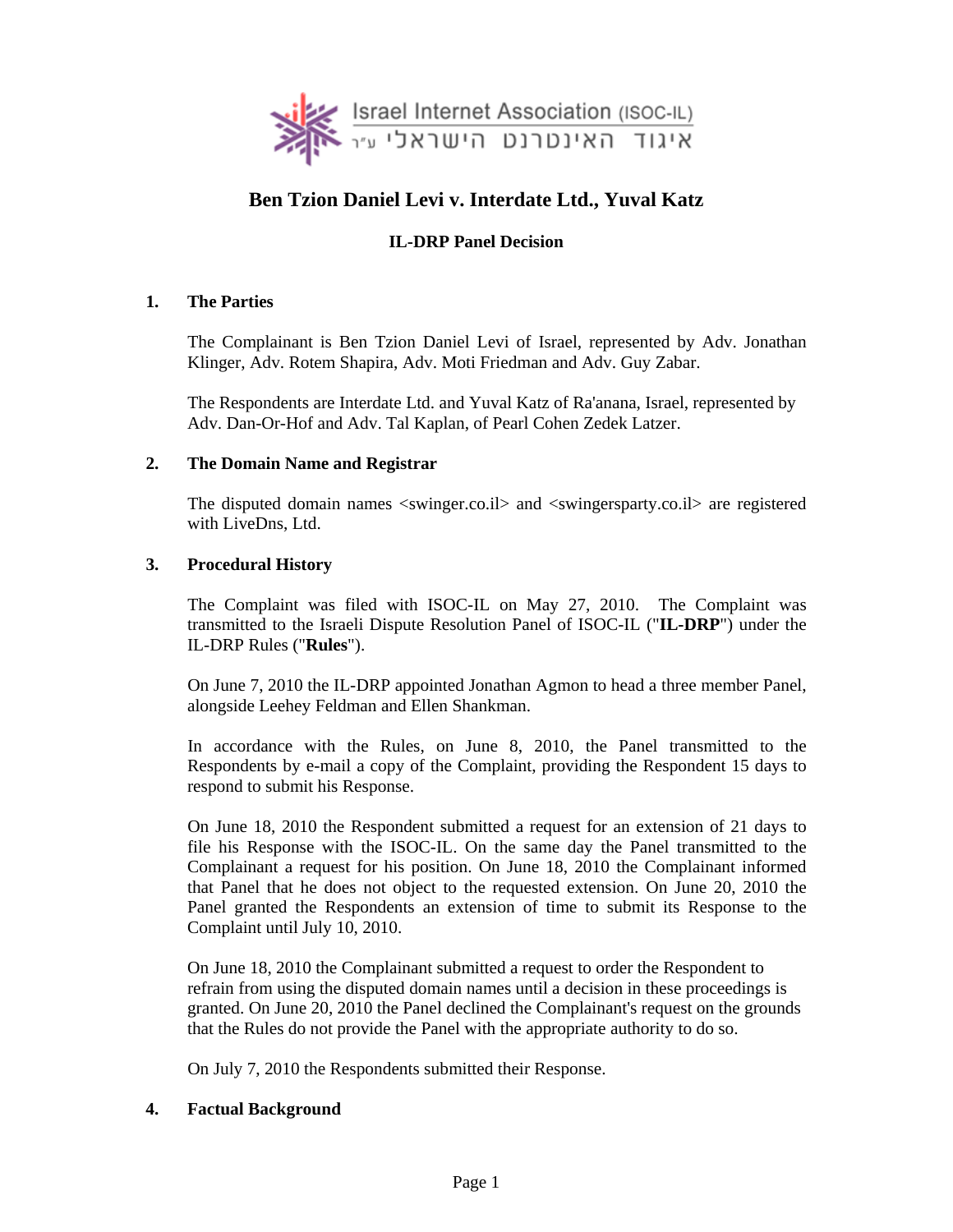Israel Internet Association (ISOC-IL)
איגוד האינטרנט הישראלי ע"ר

# Ben Tzion Daniel Levi v. Interdate Ltd., Yuval Katz

## IL-DRP Panel Decision

### 1. The Parties

The Complainant is Ben Tzion Daniel Levi of Israel, represented by Adv. Jonathan Klinger, Adv. Rotem Shapira, Adv. Moti Friedman and Adv. Guy Zabar.

The Respondents are Interdate Ltd. and Yuval Katz of Ra'anana, Israel, represented by Adv. Dan-Or-Hof and Adv. Tal Kaplan, of Pearl Cohen Zedek Latzer.

### 2. The Domain Name and Registrar

The disputed domain names <swinger.co.il> and <swingersparty.co.il> are registered with LiveDns, Ltd.

### 3. Procedural History

The Complaint was filed with ISOC-IL on May 27, 2010. The Complaint was transmitted to the Israeli Dispute Resolution Panel of ISOC-IL ("**IL-DRP**") under the IL-DRP Rules ("**Rules**").

On June 7, 2010 the IL-DRP appointed Jonathan Agmon to head a three member Panel, alongside Leehey Feldman and Ellen Shankman.

In accordance with the Rules, on June 8, 2010, the Panel transmitted to the Respondents by e-mail a copy of the Complaint, providing the Respondent 15 days to respond to submit his Response.

On June 18, 2010 the Respondent submitted a request for an extension of 21 days to file his Response with the ISOC-IL. On the same day the Panel transmitted to the Complainant a request for his position. On June 18, 2010 the Complainant informed that Panel that he does not object to the requested extension. On June 20, 2010 the Panel granted the Respondents an extension of time to submit its Response to the Complaint until July 10, 2010.

On June 18, 2010 the Complainant submitted a request to order the Respondent to refrain from using the disputed domain names until a decision in these proceedings is granted. On June 20, 2010 the Panel declined the Complainant's request on the grounds that the Rules do not provide the Panel with the appropriate authority to do so.

On July 7, 2010 the Respondents submitted their Response.

### 4. Factual Background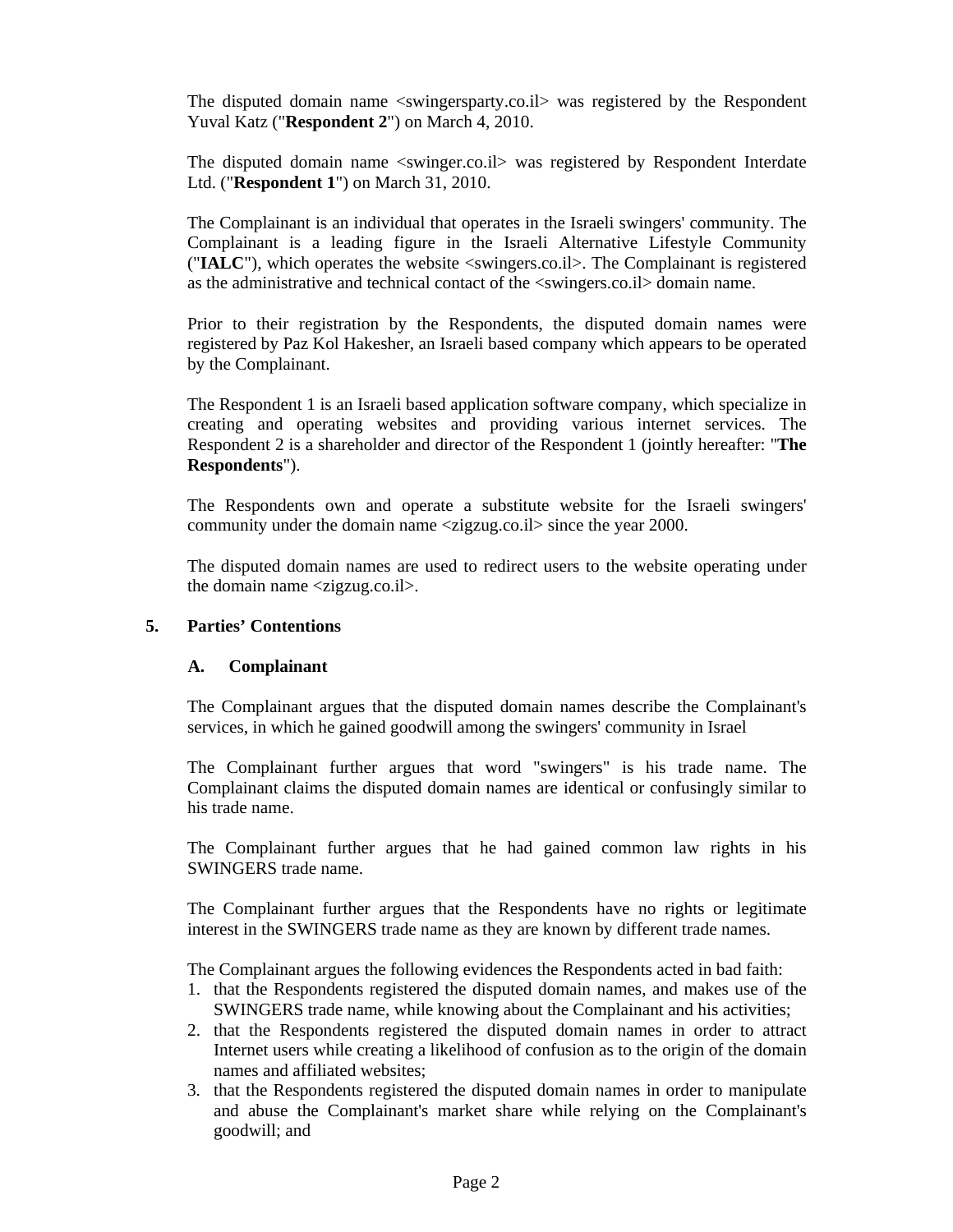The disputed domain name <swingersparty.co.il> was registered by the Respondent Yuval Katz ("**Respondent 2**") on March 4, 2010.

The disputed domain name <swinger.co.il> was registered by Respondent Interdate Ltd. ("**Respondent 1**") on March 31, 2010.

The Complainant is an individual that operates in the Israeli swingers' community. The Complainant is a leading figure in the Israeli Alternative Lifestyle Community ("**IALC**"), which operates the website <swingers.co.il>. The Complainant is registered as the administrative and technical contact of the <swingers.co.il> domain name.

Prior to their registration by the Respondents, the disputed domain names were registered by Paz Kol Hakesher, an Israeli based company which appears to be operated by the Complainant.

The Respondent 1 is an Israeli based application software company, which specialize in creating and operating websites and providing various internet services. The Respondent 2 is a shareholder and director of the Respondent 1 (jointly hereafter: "**The Respondents**").

The Respondents own and operate a substitute website for the Israeli swingers' community under the domain name <zigzug.co.il> since the year 2000.

The disputed domain names are used to redirect users to the website operating under the domain name <zigzug.co.il>.

## 5. Parties' Contentions

### A. Complainant

The Complainant argues that the disputed domain names describe the Complainant's services, in which he gained goodwill among the swingers' community in Israel

The Complainant further argues that word "swingers" is his trade name. The Complainant claims the disputed domain names are identical or confusingly similar to his trade name.

The Complainant further argues that he had gained common law rights in his SWINGERS trade name.

The Complainant further argues that the Respondents have no rights or legitimate interest in the SWINGERS trade name as they are known by different trade names.

The Complainant argues the following evidences the Respondents acted in bad faith:

1. that the Respondents registered the disputed domain names, and makes use of the SWINGERS trade name, while knowing about the Complainant and his activities;
2. that the Respondents registered the disputed domain names in order to attract Internet users while creating a likelihood of confusion as to the origin of the domain names and affiliated websites;
3. that the Respondents registered the disputed domain names in order to manipulate and abuse the Complainant's market share while relying on the Complainant's goodwill; and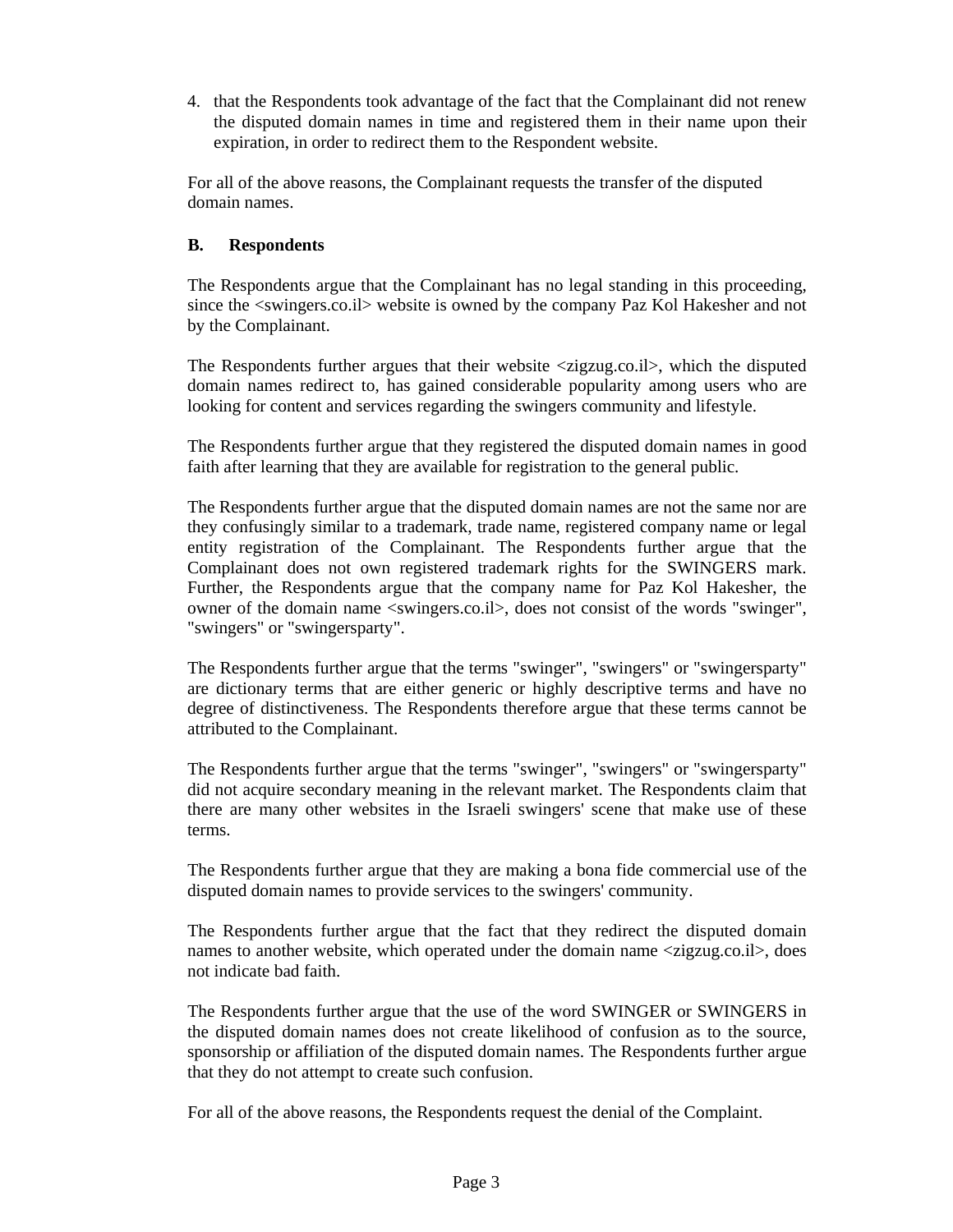4. that the Respondents took advantage of the fact that the Complainant did not renew the disputed domain names in time and registered them in their name upon their expiration, in order to redirect them to the Respondent website.

For all of the above reasons, the Complainant requests the transfer of the disputed domain names.

**B. Respondents**

The Respondents argue that the Complainant has no legal standing in this proceeding, since the <swingers.co.il> website is owned by the company Paz Kol Hakesher and not by the Complainant.

The Respondents further argues that their website <zigzug.co.il>, which the disputed domain names redirect to, has gained considerable popularity among users who are looking for content and services regarding the swingers community and lifestyle.

The Respondents further argue that they registered the disputed domain names in good faith after learning that they are available for registration to the general public.

The Respondents further argue that the disputed domain names are not the same nor are they confusingly similar to a trademark, trade name, registered company name or legal entity registration of the Complainant. The Respondents further argue that the Complainant does not own registered trademark rights for the SWINGERS mark. Further, the Respondents argue that the company name for Paz Kol Hakesher, the owner of the domain name <swingers.co.il>, does not consist of the words "swinger", "swingers" or "swingersparty".

The Respondents further argue that the terms "swinger", "swingers" or "swingersparty" are dictionary terms that are either generic or highly descriptive terms and have no degree of distinctiveness. The Respondents therefore argue that these terms cannot be attributed to the Complainant.

The Respondents further argue that the terms "swinger", "swingers" or "swingersparty" did not acquire secondary meaning in the relevant market. The Respondents claim that there are many other websites in the Israeli swingers' scene that make use of these terms.

The Respondents further argue that they are making a bona fide commercial use of the disputed domain names to provide services to the swingers' community.

The Respondents further argue that the fact that they redirect the disputed domain names to another website, which operated under the domain name <zigzug.co.il>, does not indicate bad faith.

The Respondents further argue that the use of the word SWINGER or SWINGERS in the disputed domain names does not create likelihood of confusion as to the source, sponsorship or affiliation of the disputed domain names. The Respondents further argue that they do not attempt to create such confusion.

For all of the above reasons, the Respondents request the denial of the Complaint.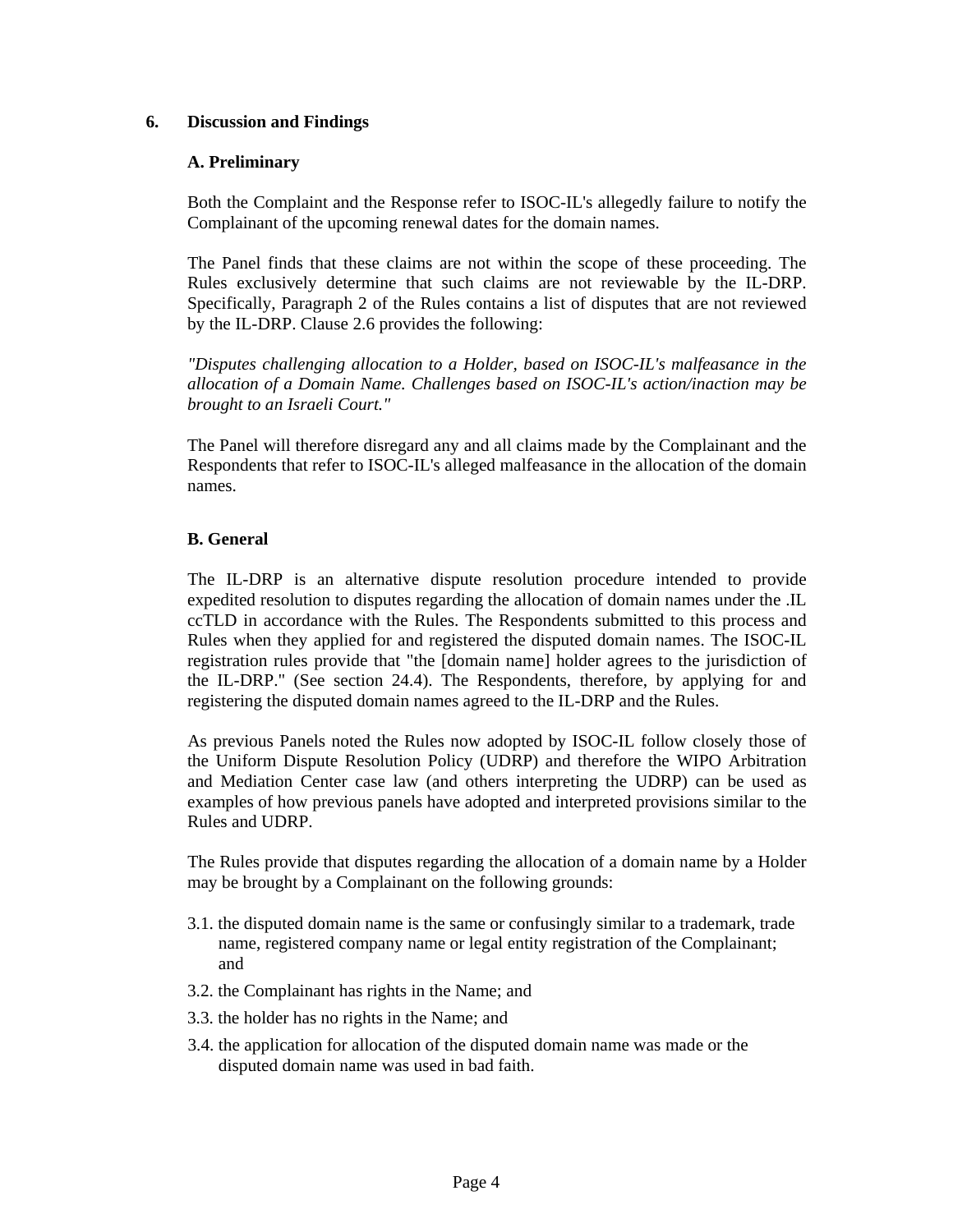## 6. Discussion and Findings

### A. Preliminary

Both the Complaint and the Response refer to ISOC-IL's allegedly failure to notify the Complainant of the upcoming renewal dates for the domain names.

The Panel finds that these claims are not within the scope of these proceeding. The Rules exclusively determine that such claims are not reviewable by the IL-DRP. Specifically, Paragraph 2 of the Rules contains a list of disputes that are not reviewed by the IL-DRP. Clause 2.6 provides the following:

*"Disputes challenging allocation to a Holder, based on ISOC-IL's malfeasance in the allocation of a Domain Name. Challenges based on ISOC-IL's action/inaction may be brought to an Israeli Court."*

The Panel will therefore disregard any and all claims made by the Complainant and the Respondents that refer to ISOC-IL's alleged malfeasance in the allocation of the domain names.

### B. General

The IL-DRP is an alternative dispute resolution procedure intended to provide expedited resolution to disputes regarding the allocation of domain names under the .IL ccTLD in accordance with the Rules. The Respondents submitted to this process and Rules when they applied for and registered the disputed domain names. The ISOC-IL registration rules provide that "the [domain name] holder agrees to the jurisdiction of the IL-DRP." (See section 24.4). The Respondents, therefore, by applying for and registering the disputed domain names agreed to the IL-DRP and the Rules.

As previous Panels noted the Rules now adopted by ISOC-IL follow closely those of the Uniform Dispute Resolution Policy (UDRP) and therefore the WIPO Arbitration and Mediation Center case law (and others interpreting the UDRP) can be used as examples of how previous panels have adopted and interpreted provisions similar to the Rules and UDRP.

The Rules provide that disputes regarding the allocation of a domain name by a Holder may be brought by a Complainant on the following grounds:

3.1. the disputed domain name is the same or confusingly similar to a trademark, trade name, registered company name or legal entity registration of the Complainant; and

3.2. the Complainant has rights in the Name; and

3.3. the holder has no rights in the Name; and

3.4. the application for allocation of the disputed domain name was made or the disputed domain name was used in bad faith.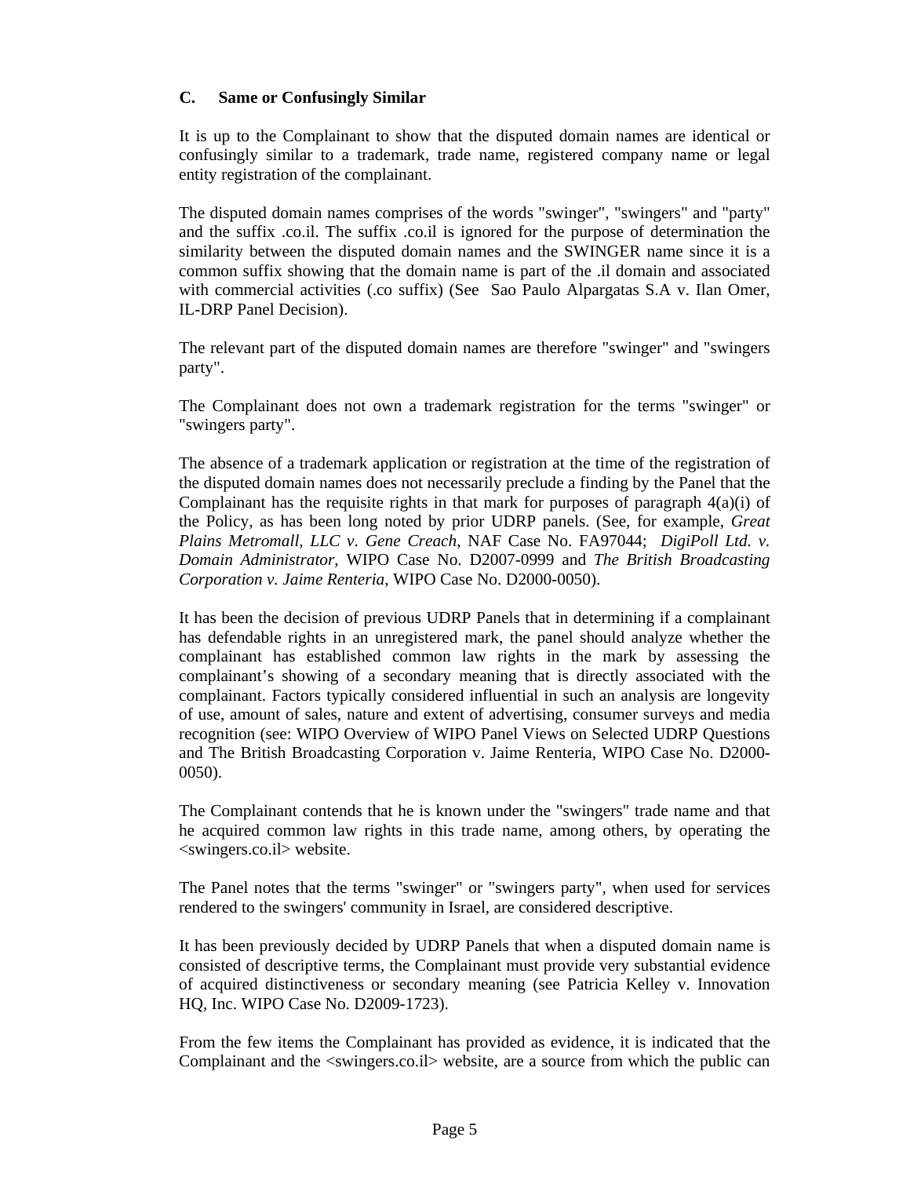### C. Same or Confusingly Similar

It is up to the Complainant to show that the disputed domain names are identical or confusingly similar to a trademark, trade name, registered company name or legal entity registration of the complainant.

The disputed domain names comprises of the words "swinger", "swingers" and "party" and the suffix .co.il. The suffix .co.il is ignored for the purpose of determination the similarity between the disputed domain names and the SWINGER name since it is a common suffix showing that the domain name is part of the .il domain and associated with commercial activities (.co suffix) (See Sao Paulo Alpargatas S.A v. Ilan Omer, IL-DRP Panel Decision).

The relevant part of the disputed domain names are therefore "swinger" and "swingers party".

The Complainant does not own a trademark registration for the terms "swinger" or "swingers party".

The absence of a trademark application or registration at the time of the registration of the disputed domain names does not necessarily preclude a finding by the Panel that the Complainant has the requisite rights in that mark for purposes of paragraph 4(a)(i) of the Policy, as has been long noted by prior UDRP panels. (See, for example, *Great Plains Metromall, LLC v. Gene Creach*, NAF Case No. FA97044; *DigiPoll Ltd. v. Domain Administrator*, WIPO Case No. D2007-0999 and *The British Broadcasting Corporation v. Jaime Renteria*, WIPO Case No. D2000-0050).

It has been the decision of previous UDRP Panels that in determining if a complainant has defendable rights in an unregistered mark, the panel should analyze whether the complainant has established common law rights in the mark by assessing the complainant's showing of a secondary meaning that is directly associated with the complainant. Factors typically considered influential in such an analysis are longevity of use, amount of sales, nature and extent of advertising, consumer surveys and media recognition (see: WIPO Overview of WIPO Panel Views on Selected UDRP Questions and The British Broadcasting Corporation v. Jaime Renteria, WIPO Case No. D2000-0050).

The Complainant contends that he is known under the "swingers" trade name and that he acquired common law rights in this trade name, among others, by operating the <swingers.co.il> website.

The Panel notes that the terms "swinger" or "swingers party", when used for services rendered to the swingers' community in Israel, are considered descriptive.

It has been previously decided by UDRP Panels that when a disputed domain name is consisted of descriptive terms, the Complainant must provide very substantial evidence of acquired distinctiveness or secondary meaning (see Patricia Kelley v. Innovation HQ, Inc. WIPO Case No. D2009-1723).

From the few items the Complainant has provided as evidence, it is indicated that the Complainant and the <swingers.co.il> website, are a source from which the public can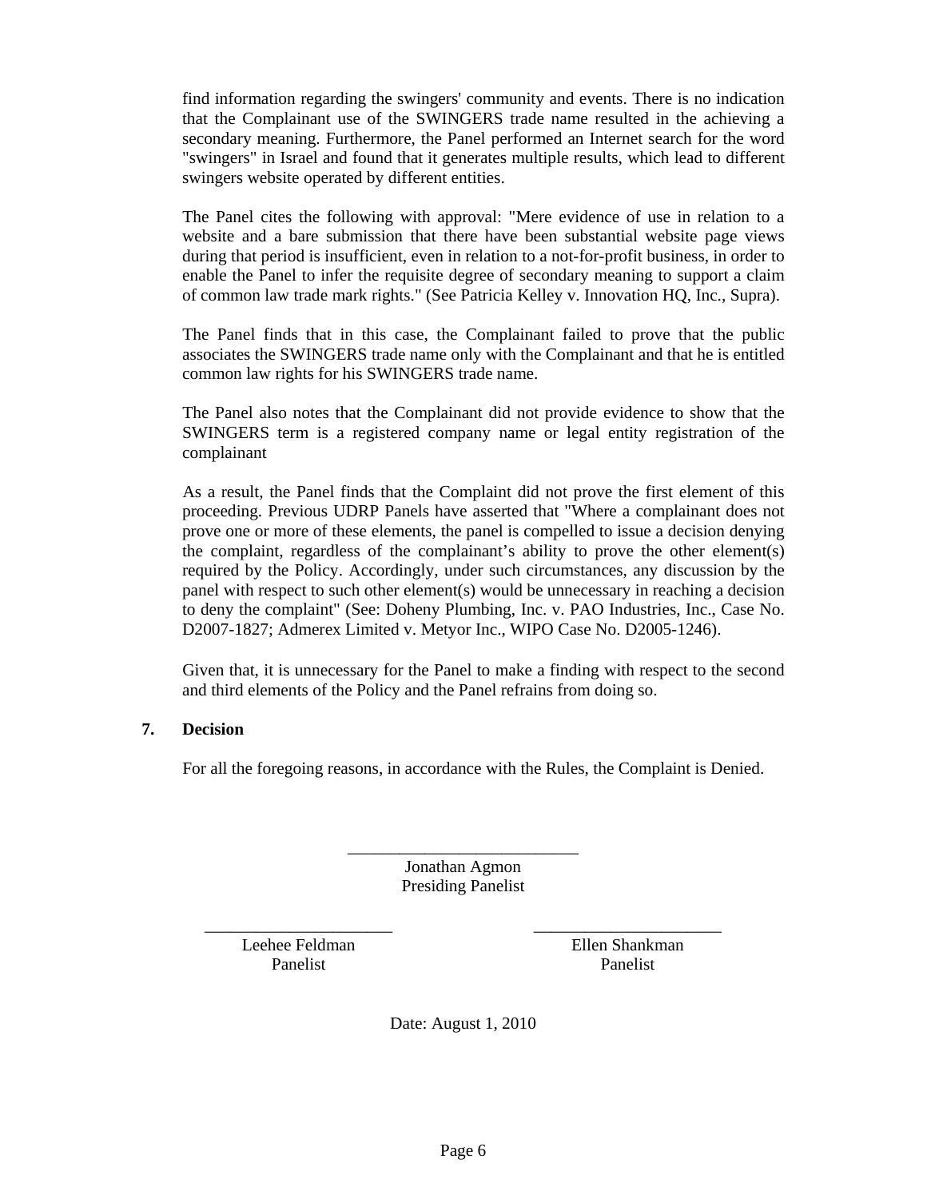find information regarding the swingers' community and events. There is no indication that the Complainant use of the SWINGERS trade name resulted in the achieving a secondary meaning. Furthermore, the Panel performed an Internet search for the word "swingers" in Israel and found that it generates multiple results, which lead to different swingers website operated by different entities.

The Panel cites the following with approval: "Mere evidence of use in relation to a website and a bare submission that there have been substantial website page views during that period is insufficient, even in relation to a not-for-profit business, in order to enable the Panel to infer the requisite degree of secondary meaning to support a claim of common law trade mark rights." (See Patricia Kelley v. Innovation HQ, Inc., Supra).

The Panel finds that in this case, the Complainant failed to prove that the public associates the SWINGERS trade name only with the Complainant and that he is entitled common law rights for his SWINGERS trade name.

The Panel also notes that the Complainant did not provide evidence to show that the SWINGERS term is a registered company name or legal entity registration of the complainant

As a result, the Panel finds that the Complaint did not prove the first element of this proceeding. Previous UDRP Panels have asserted that "Where a complainant does not prove one or more of these elements, the panel is compelled to issue a decision denying the complaint, regardless of the complainant's ability to prove the other element(s) required by the Policy. Accordingly, under such circumstances, any discussion by the panel with respect to such other element(s) would be unnecessary in reaching a decision to deny the complaint" (See: Doheny Plumbing, Inc. v. PAO Industries, Inc., Case No. D2007-1827; Admerex Limited v. Metyor Inc., WIPO Case No. D2005-1246).

Given that, it is unnecessary for the Panel to make a finding with respect to the second and third elements of the Policy and the Panel refrains from doing so.

## 7. Decision

For all the foregoing reasons, in accordance with the Rules, the Complaint is Denied.

___________________________
Jonathan Agmon
Presiding Panelist

______________________
Leehee Feldman
Panelist

______________________
Ellen Shankman
Panelist

Date: August 1, 2010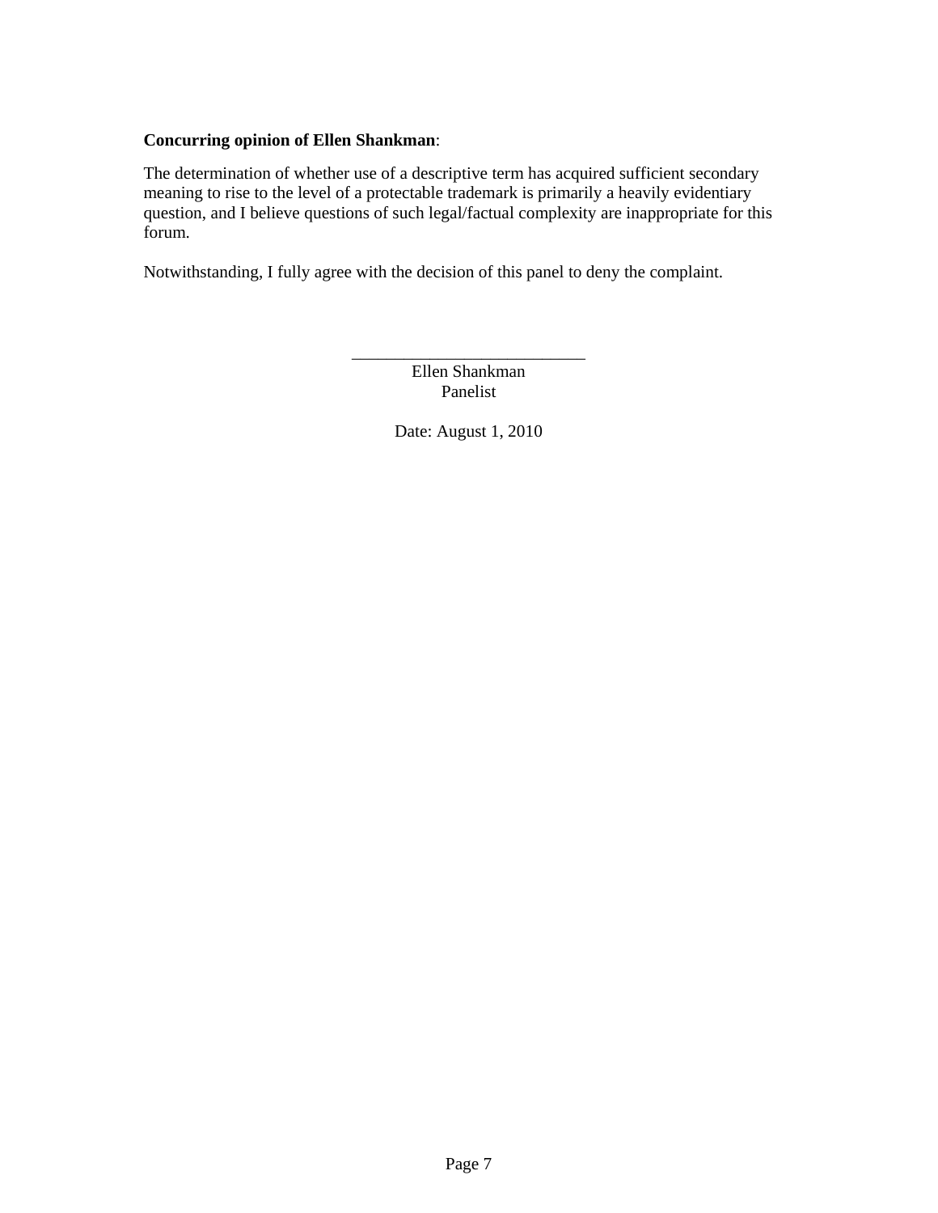**Concurring opinion of Ellen Shankman**:

The determination of whether use of a descriptive term has acquired sufficient secondary meaning to rise to the level of a protectable trademark is primarily a heavily evidentiary question, and I believe questions of such legal/factual complexity are inappropriate for this forum.

Notwithstanding, I fully agree with the decision of this panel to deny the complaint.

\_\_\_\_\_\_\_\_\_\_\_\_\_\_\_\_\_\_\_\_\_\_\_\_\_\_\_

Ellen Shankman
Panelist

Date: August 1, 2010